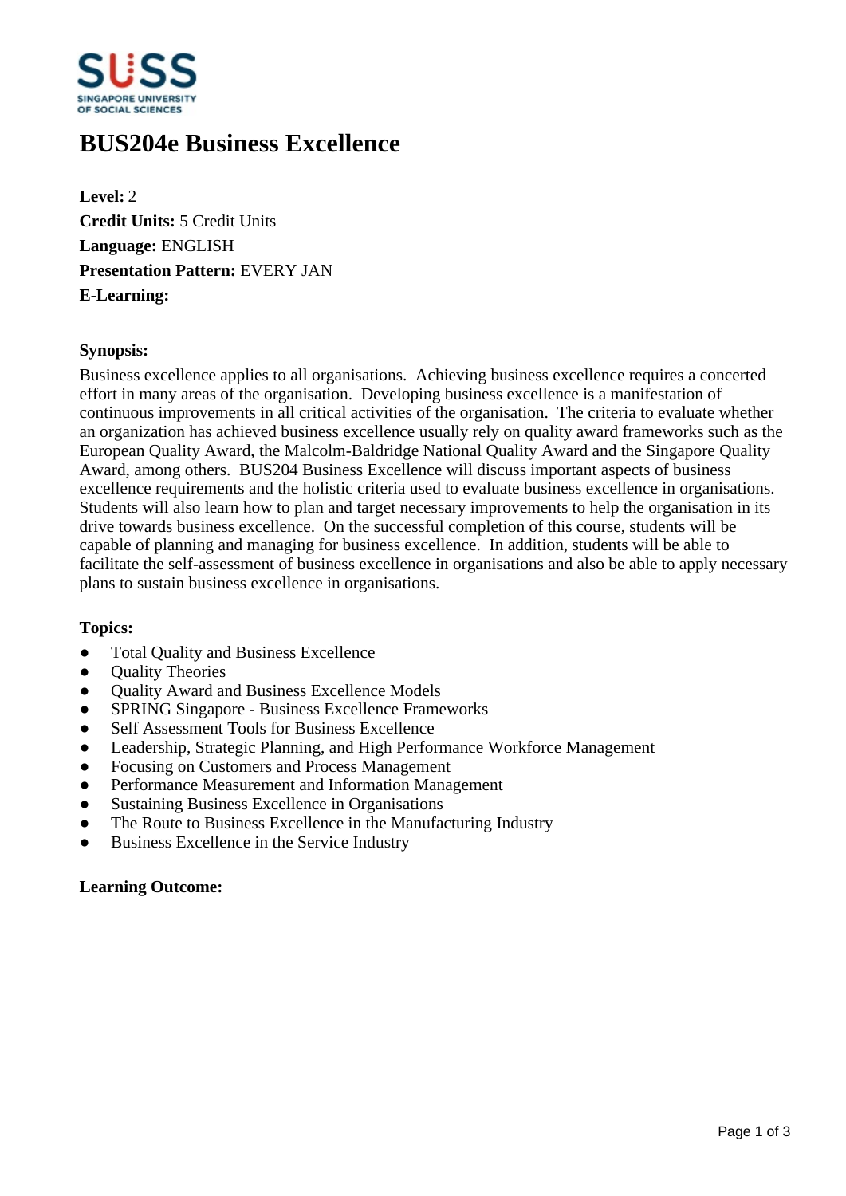# BUS204e Business Excellence

**Level:** 2
**Credit Units:** 5 Credit Units
**Language:** ENGLISH
**Presentation Pattern:** EVERY JAN
**E-Learning:**

**Synopsis:**

Business excellence applies to all organisations. Achieving business excellence requires a concerted effort in many areas of the organisation. Developing business excellence is a manifestation of continuous improvements in all critical activities of the organisation. The criteria to evaluate whether an organization has achieved business excellence usually rely on quality award frameworks such as the European Quality Award, the Malcolm-Baldridge National Quality Award and the Singapore Quality Award, among others. BUS204 Business Excellence will discuss important aspects of business excellence requirements and the holistic criteria used to evaluate business excellence in organisations. Students will also learn how to plan and target necessary improvements to help the organisation in its drive towards business excellence. On the successful completion of this course, students will be capable of planning and managing for business excellence. In addition, students will be able to facilitate the self-assessment of business excellence in organisations and also be able to apply necessary plans to sustain business excellence in organisations.

**Topics:**

- Total Quality and Business Excellence
- Quality Theories
- Quality Award and Business Excellence Models
- SPRING Singapore - Business Excellence Frameworks
- Self Assessment Tools for Business Excellence
- Leadership, Strategic Planning, and High Performance Workforce Management
- Focusing on Customers and Process Management
- Performance Measurement and Information Management
- Sustaining Business Excellence in Organisations
- The Route to Business Excellence in the Manufacturing Industry
- Business Excellence in the Service Industry

**Learning Outcome:**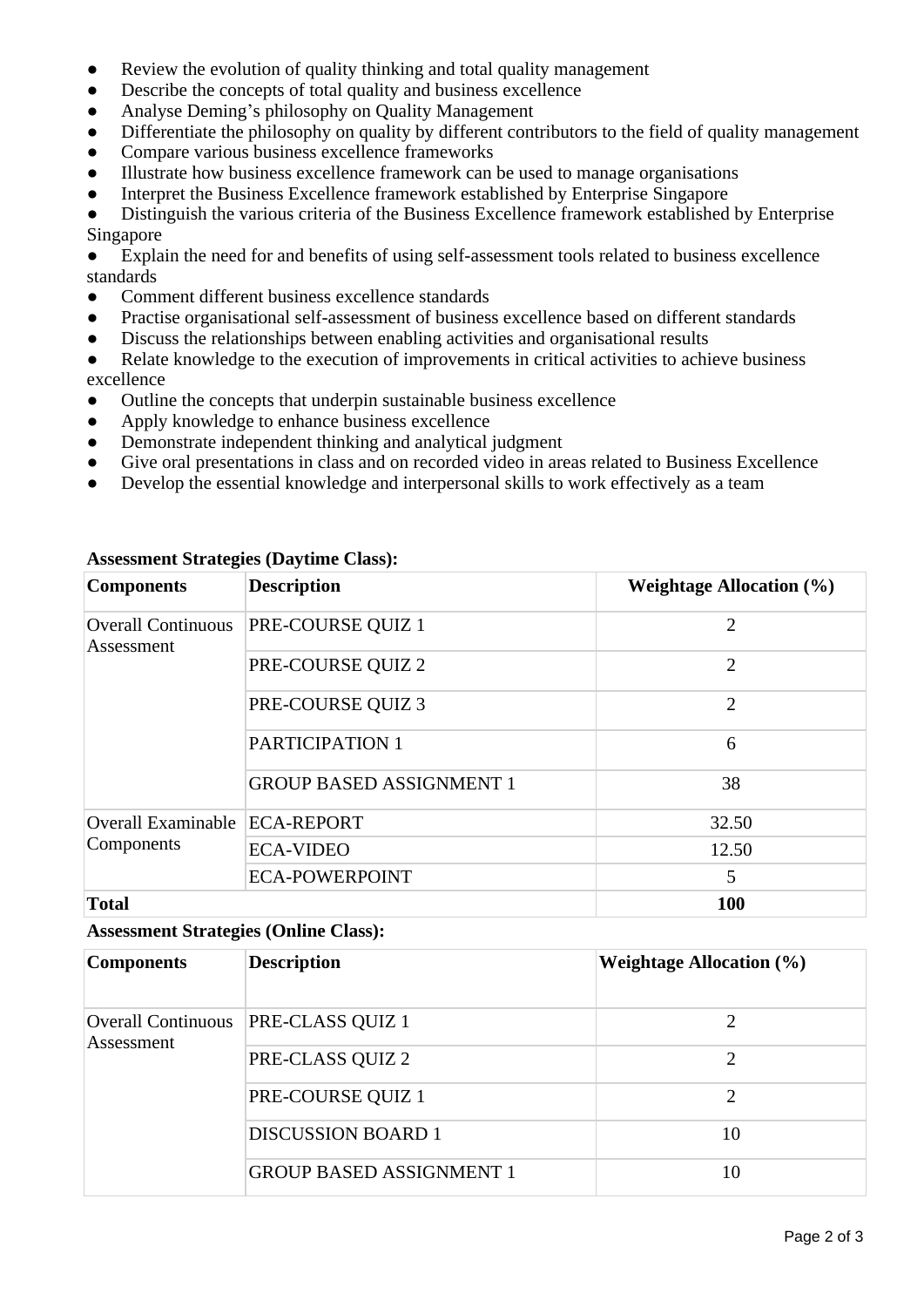- Review the evolution of quality thinking and total quality management
- Describe the concepts of total quality and business excellence
- Analyse Deming's philosophy on Quality Management
- Differentiate the philosophy on quality by different contributors to the field of quality management
- Compare various business excellence frameworks
- Illustrate how business excellence framework can be used to manage organisations
- Interpret the Business Excellence framework established by Enterprise Singapore
- Distinguish the various criteria of the Business Excellence framework established by Enterprise Singapore
- Explain the need for and benefits of using self-assessment tools related to business excellence standards
- Comment different business excellence standards
- Practise organisational self-assessment of business excellence based on different standards
- Discuss the relationships between enabling activities and organisational results
- Relate knowledge to the execution of improvements in critical activities to achieve business excellence
- Outline the concepts that underpin sustainable business excellence
- Apply knowledge to enhance business excellence
- Demonstrate independent thinking and analytical judgment
- Give oral presentations in class and on recorded video in areas related to Business Excellence
- Develop the essential knowledge and interpersonal skills to work effectively as a team

**Assessment Strategies (Daytime Class):**

| Components | Description | Weightage Allocation (%) |
|---|---|---|
| Overall Continuous Assessment | PRE-COURSE QUIZ 1 | 2 |
| | PRE-COURSE QUIZ 2 | 2 |
| | PRE-COURSE QUIZ 3 | 2 |
| | PARTICIPATION 1 | 6 |
| | GROUP BASED ASSIGNMENT 1 | 38 |
| Overall Examinable Components | ECA-REPORT | 32.50 |
| | ECA-VIDEO | 12.50 |
| | ECA-POWERPOINT | 5 |
| **Total** | | **100** |

**Assessment Strategies (Online Class):**

| Components | Description | Weightage Allocation (%) |
|---|---|---|
| Overall Continuous Assessment | PRE-CLASS QUIZ 1 | 2 |
| | PRE-CLASS QUIZ 2 | 2 |
| | PRE-COURSE QUIZ 1 | 2 |
| | DISCUSSION BOARD 1 | 10 |
| | GROUP BASED ASSIGNMENT 1 | 10 |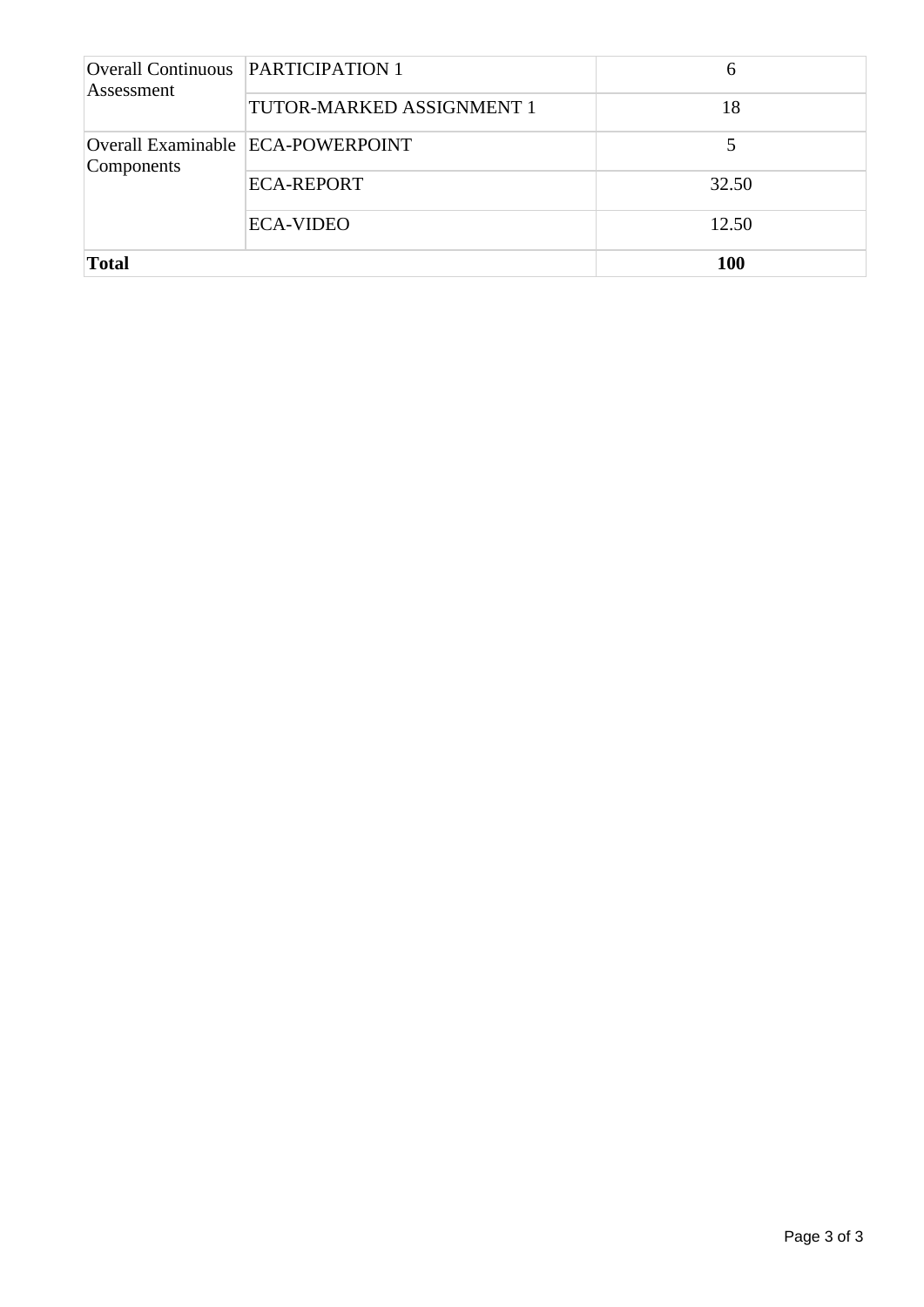| | | |
|---|---|---|
| Overall Continuous Assessment | PARTICIPATION 1 | 6 |
| | TUTOR-MARKED ASSIGNMENT 1 | 18 |
| Overall Examinable Components | ECA-POWERPOINT | 5 |
| | ECA-REPORT | 32.50 |
| | ECA-VIDEO | 12.50 |
| **Total** | | **100** |